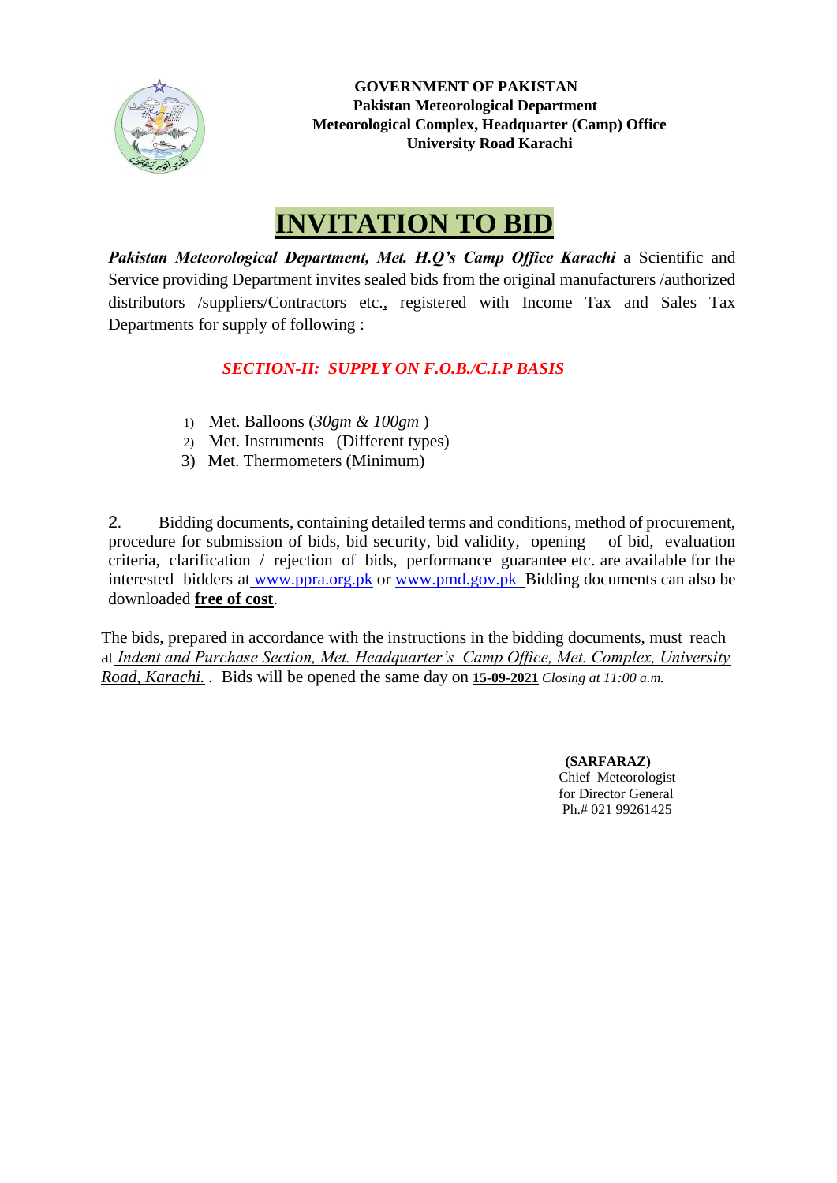**GOVERNMENT OF PAKISTAN**
**Pakistan Meteorological Department**
**Meteorological Complex, Headquarter (Camp) Office**
**University Road Karachi**

# INVITATION TO BID

***Pakistan Meteorological Department, Met. H.Q's Camp Office Karachi*** a Scientific and Service providing Department invites sealed bids from the original manufacturers /authorized distributors /suppliers/Contractors etc., registered with Income Tax and Sales Tax Departments for supply of following :

***SECTION-II: SUPPLY ON F.O.B./C.I.P BASIS***

1) Met. Balloons (*30gm & 100gm* )
2) Met. Instruments (Different types)
3) Met. Thermometers (Minimum)

2. Bidding documents, containing detailed terms and conditions, method of procurement, procedure for submission of bids, bid security, bid validity, opening of bid, evaluation criteria, clarification / rejection of bids, performance guarantee etc. are available for the interested bidders at www.ppra.org.pk or www.pmd.gov.pk Bidding documents can also be downloaded **free of cost**.

The bids, prepared in accordance with the instructions in the bidding documents, must reach at *Indent and Purchase Section, Met. Headquarter's Camp Office, Met. Complex, University Road, Karachi.* . Bids will be opened the same day on **15-09-2021** *Closing at 11:00 a.m.*

**(SARFARAZ)**
Chief Meteorologist
for Director General
Ph.# 021 99261425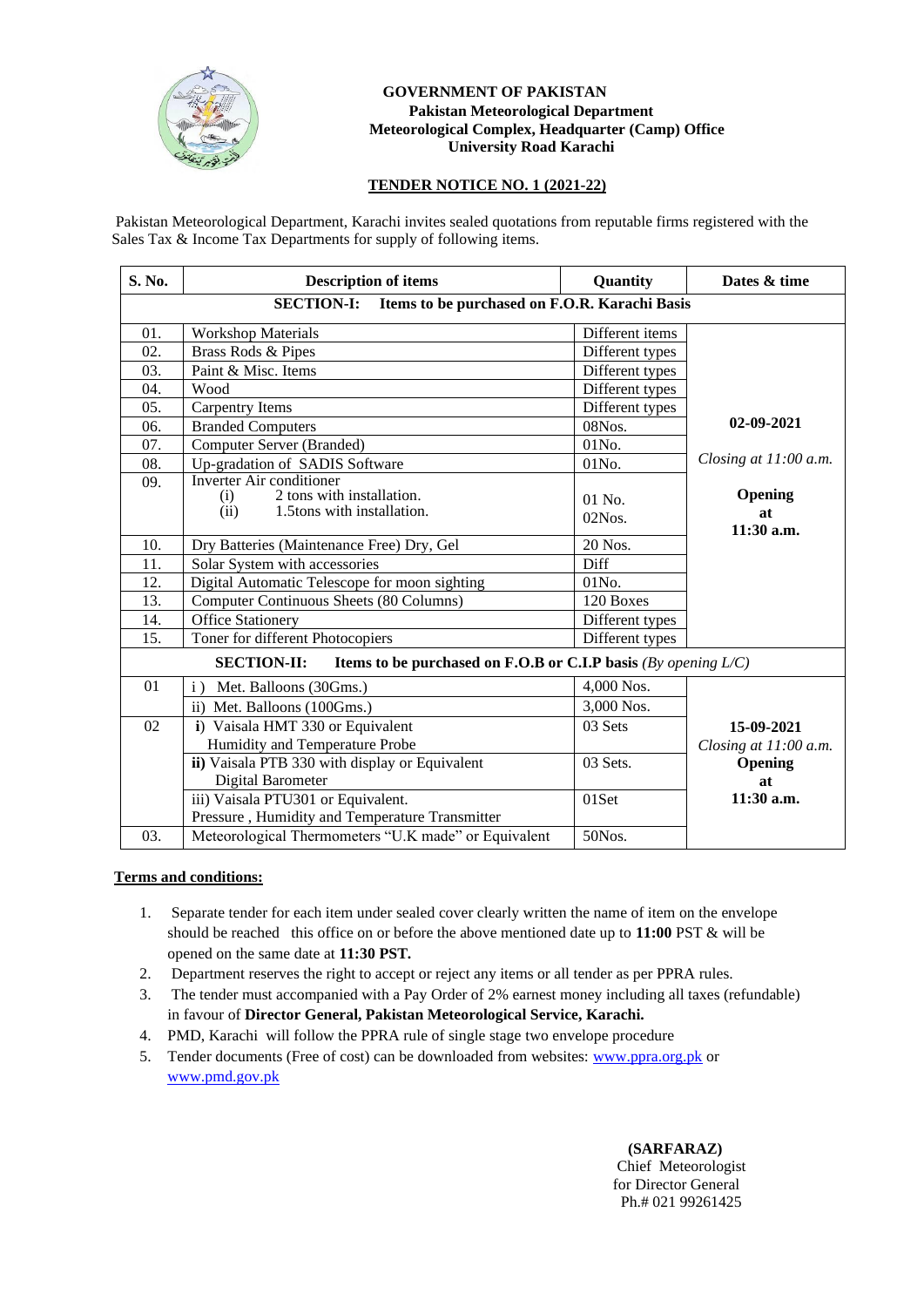**GOVERNMENT OF PAKISTAN**
**Pakistan Meteorological Department**
**Meteorological Complex, Headquarter (Camp) Office**
**University Road Karachi**

## TENDER NOTICE NO. 1 (2021-22)

Pakistan Meteorological Department, Karachi invites sealed quotations from reputable firms registered with the Sales Tax & Income Tax Departments for supply of following items.

| S. No. | Description of items | Quantity | Dates & time |
|---|---|---|---|
| | **SECTION-I: Items to be purchased on F.O.R. Karachi Basis** | | |
| 01. | Workshop Materials | Different items | **02-09-2021** *Closing at 11:00 a.m.* **Opening at 11:30 a.m.** |
| 02. | Brass Rods & Pipes | Different types | |
| 03. | Paint & Misc. Items | Different types | |
| 04. | Wood | Different types | |
| 05. | Carpentry Items | Different types | |
| 06. | Branded Computers | 08Nos. | |
| 07. | Computer Server (Branded) | 01No. | |
| 08. | Up-gradation of SADIS Software | 01No. | |
| 09. | Inverter Air conditioner (i) 2 tons with installation. (ii) 1.5tons with installation. | 01 No. 02Nos. | |
| 10. | Dry Batteries (Maintenance Free) Dry, Gel | 20 Nos. | |
| 11. | Solar System with accessories | Diff | |
| 12. | Digital Automatic Telescope for moon sighting | 01No. | |
| 13. | Computer Continuous Sheets (80 Columns) | 120 Boxes | |
| 14. | Office Stationery | Different types | |
| 15. | Toner for different Photocopiers | Different types | |
| | **SECTION-II: Items to be purchased on F.O.B or C.I.P basis** *(By opening L/C)* | | |
| 01 | i ) Met. Balloons (30Gms.) | 4,000 Nos. | **15-09-2021** *Closing at 11:00 a.m.* **Opening at 11:30 a.m.** |
| | ii) Met. Balloons (100Gms.) | 3,000 Nos. | |
| 02 | **i)** Vaisala HMT 330 or Equivalent Humidity and Temperature Probe | 03 Sets | |
| | **ii)** Vaisala PTB 330 with display or Equivalent Digital Barometer | 03 Sets. | |
| | iii) Vaisala PTU301 or Equivalent. Pressure , Humidity and Temperature Transmitter | 01Set | |
| 03. | Meteorological Thermometers "U.K made" or Equivalent | 50Nos. | |

**Terms and conditions:**

1. Separate tender for each item under sealed cover clearly written the name of item on the envelope should be reached this office on or before the above mentioned date up to **11:00** PST & will be opened on the same date at **11:30 PST.**
2. Department reserves the right to accept or reject any items or all tender as per PPRA rules.
3. The tender must accompanied with a Pay Order of 2% earnest money including all taxes (refundable) in favour of **Director General, Pakistan Meteorological Service, Karachi.**
4. PMD, Karachi will follow the PPRA rule of single stage two envelope procedure
5. Tender documents (Free of cost) can be downloaded from websites: www.ppra.org.pk or www.pmd.gov.pk

**(SARFARAZ)**
Chief Meteorologist
for Director General
Ph.# 021 99261425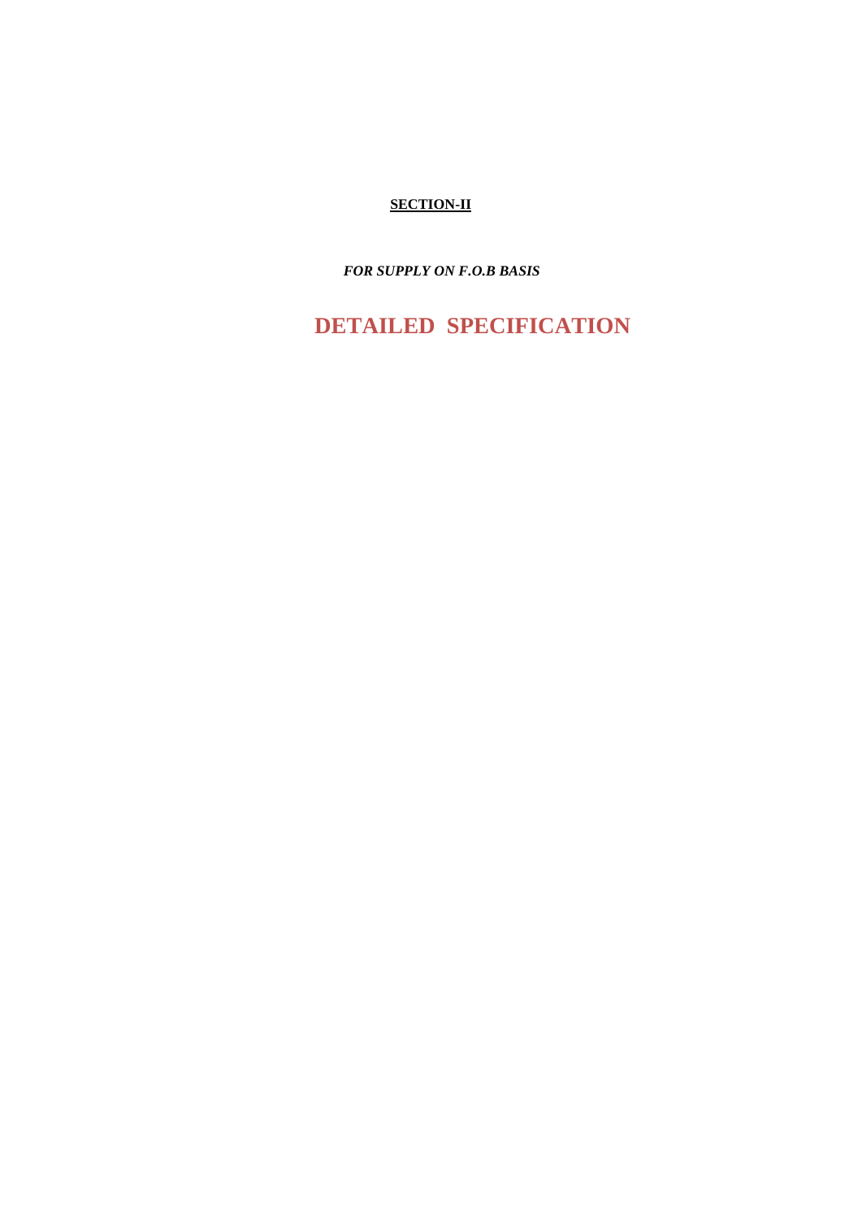**SECTION-II**

***FOR SUPPLY ON F.O.B BASIS***

# DETAILED SPECIFICATION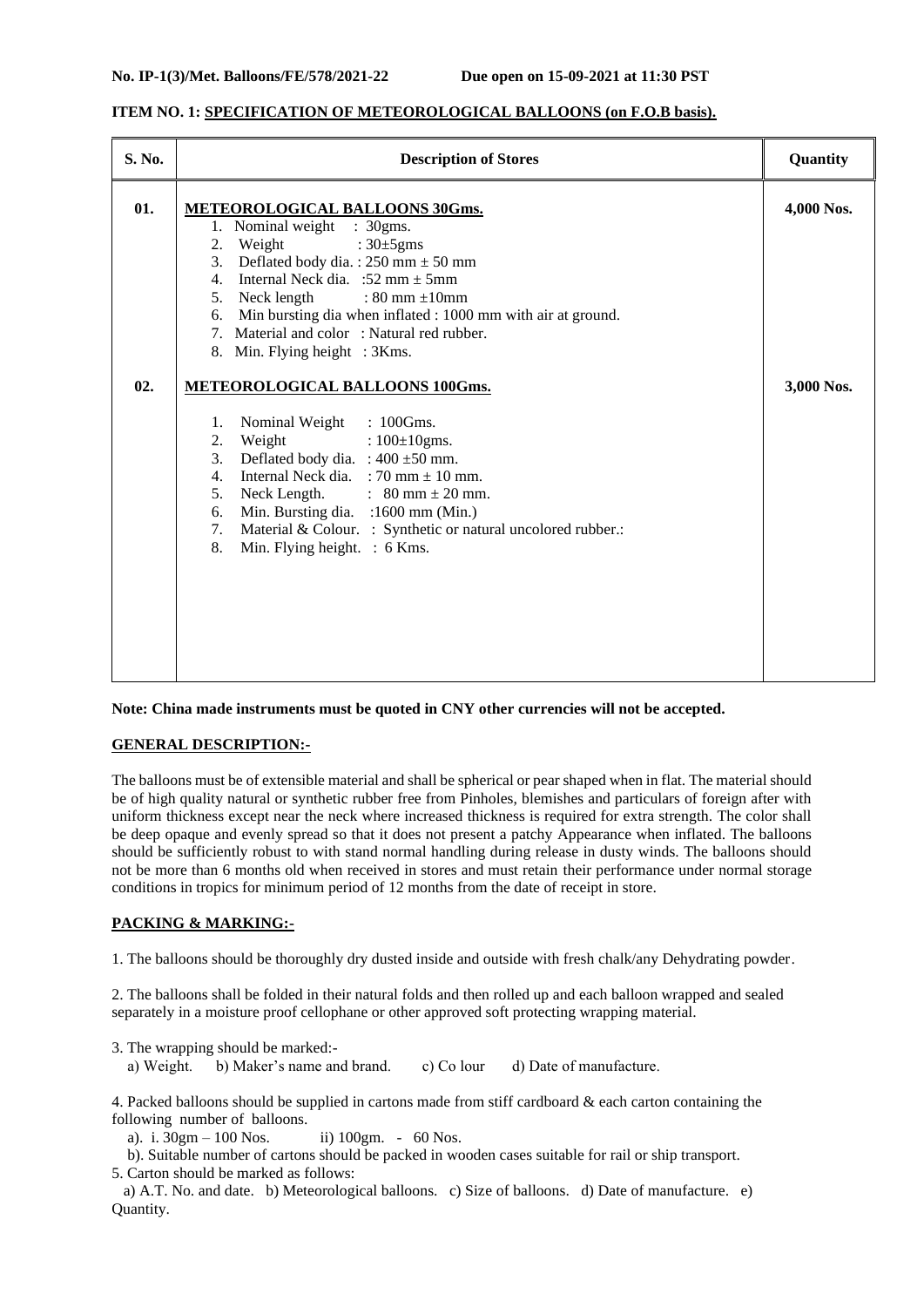**No. IP-1(3)/Met. Balloons/FE/578/2021-22 Due open on 15-09-2021 at 11:30 PST**

**ITEM NO. 1: SPECIFICATION OF METEOROLOGICAL BALLOONS (on F.O.B basis).**

| S. No. | Description of Stores | Quantity |
|---|---|---|
| 01. | **METEOROLOGICAL BALLOONS 30Gms.**<br>1. Nominal weight : 30gms.<br>2. Weight : 30±5gms<br>3. Deflated body dia. : 250 mm ± 50 mm<br>4. Internal Neck dia. :52 mm ± 5mm<br>5. Neck length : 80 mm ±10mm<br>6. Min bursting dia when inflated : 1000 mm with air at ground.<br>7. Material and color : Natural red rubber.<br>8. Min. Flying height : 3Kms. | 4,000 Nos. |
| 02. | **METEOROLOGICAL BALLOONS 100Gms.**<br>1. Nominal Weight : 100Gms.<br>2. Weight : 100±10gms.<br>3. Deflated body dia. : 400 ±50 mm.<br>4. Internal Neck dia. : 70 mm ± 10 mm.<br>5. Neck Length. : 80 mm ± 20 mm.<br>6. Min. Bursting dia. :1600 mm (Min.)<br>7. Material & Colour. : Synthetic or natural uncolored rubber.:<br>8. Min. Flying height. : 6 Kms. | 3,000 Nos. |

**Note: China made instruments must be quoted in CNY other currencies will not be accepted.**

**GENERAL DESCRIPTION:-**

The balloons must be of extensible material and shall be spherical or pear shaped when in flat. The material should be of high quality natural or synthetic rubber free from Pinholes, blemishes and particulars of foreign after with uniform thickness except near the neck where increased thickness is required for extra strength. The color shall be deep opaque and evenly spread so that it does not present a patchy Appearance when inflated. The balloons should be sufficiently robust to with stand normal handling during release in dusty winds. The balloons should not be more than 6 months old when received in stores and must retain their performance under normal storage conditions in tropics for minimum period of 12 months from the date of receipt in store.

**PACKING & MARKING:-**

1. The balloons should be thoroughly dry dusted inside and outside with fresh chalk/any Dehydrating powder.

2. The balloons shall be folded in their natural folds and then rolled up and each balloon wrapped and sealed separately in a moisture proof cellophane or other approved soft protecting wrapping material.

3. The wrapping should be marked:-
   a) Weight. b) Maker's name and brand. c) Co lour d) Date of manufacture.

4. Packed balloons should be supplied in cartons made from stiff cardboard & each carton containing the following number of balloons.
   a). i. 30gm – 100 Nos. ii) 100gm. - 60 Nos.
   b). Suitable number of cartons should be packed in wooden cases suitable for rail or ship transport.

5. Carton should be marked as follows:
   a) A.T. No. and date. b) Meteorological balloons. c) Size of balloons. d) Date of manufacture. e) Quantity.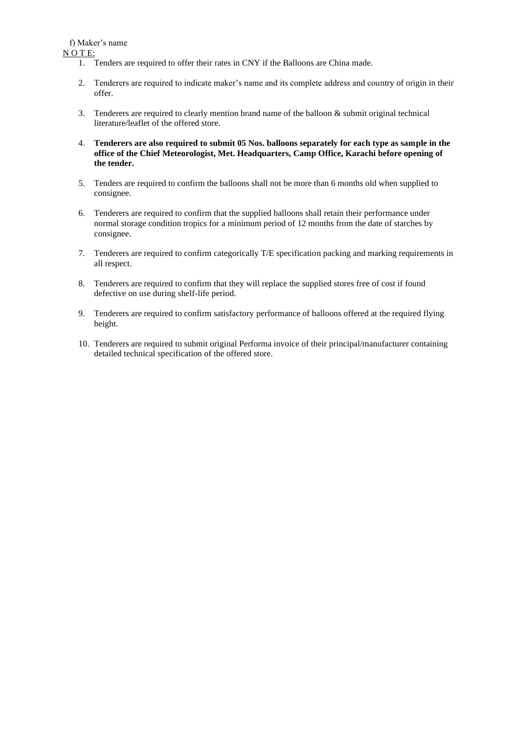f) Maker's name

N O T E:

1. Tenders are required to offer their rates in CNY if the Balloons are China made.

2. Tenderers are required to indicate maker's name and its complete address and country of origin in their offer.

3. Tenderers are required to clearly mention brand name of the balloon & submit original technical literature/leaflet of the offered store.

4. **Tenderers are also required to submit 05 Nos. balloons separately for each type as sample in the office of the Chief Meteorologist, Met. Headquarters, Camp Office, Karachi before opening of the tender.**

5. Tenders are required to confirm the balloons shall not be more than 6 months old when supplied to consignee.

6. Tenderers are required to confirm that the supplied balloons shall retain their performance under normal storage condition tropics for a minimum period of 12 months from the date of starches by consignee.

7. Tenderers are required to confirm categorically T/E specification packing and marking requirements in all respect.

8. Tenderers are required to confirm that they will replace the supplied stores free of cost if found defective on use during shelf-life period.

9. Tenderers are required to confirm satisfactory performance of balloons offered at the required flying height.

10. Tenderers are required to submit original Performa invoice of their principal/manufacturer containing detailed technical specification of the offered store.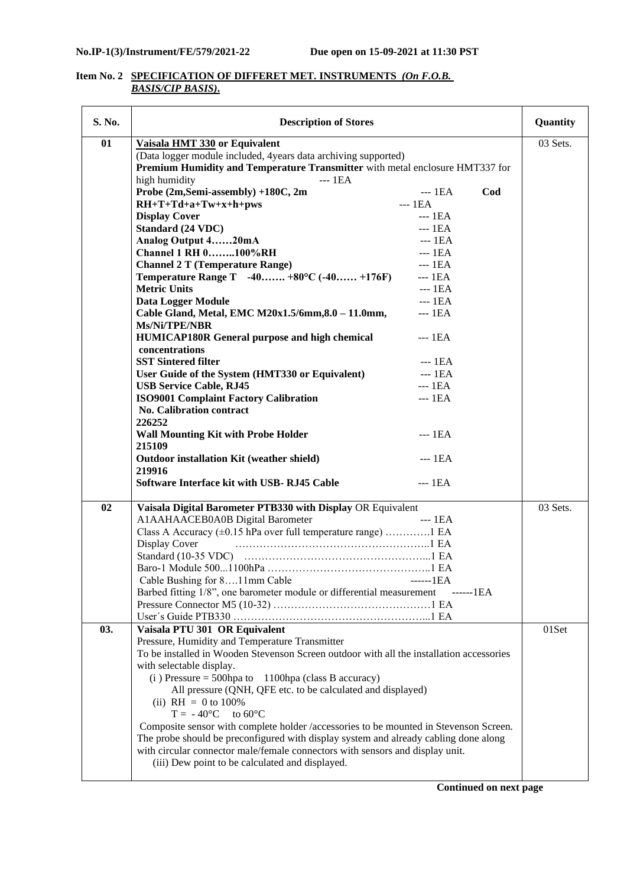**No.IP-1(3)/Instrument/FE/579/2021-22 Due open on 15-09-2021 at 11:30 PST**

**Item No. 2 SPECIFICATION OF DIFFERET MET. INSTRUMENTS *(On F.O.B. BASIS/CIP BASIS)*.**

| S. No. | Description of Stores | Quantity |
|---|---|---|
| **01** | **Vaisala HMT 330 or Equivalent**<br>(Data logger module included, 4years data archiving supported)<br>**Premium Humidity and Temperature Transmitter** with metal enclosure HMT337 for high humidity --- 1EA<br>**Probe (2m,Semi-assembly) +180C, 2m** --- 1EA **Cod**<br>**RH+T+Td+a+Tw+x+h+pws** --- 1EA<br>**Display Cover** --- 1EA<br>**Standard (24 VDC)** --- 1EA<br>**Analog Output 4……20mA** --- 1EA<br>**Channel 1 RH 0……..100%RH** --- 1EA<br>**Channel 2 T (Temperature Range)** --- 1EA<br>**Temperature Range T -40……. +80°C (-40…… +176F)** --- 1EA<br>**Metric Units** --- 1EA<br>**Data Logger Module** --- 1EA<br>**Cable Gland, Metal, EMC M20x1.5/6mm,8.0 – 11.0mm, Ms/Ni/TPE/NBR** --- 1EA<br>**HUMICAP180R General purpose and high chemical concentrations** --- 1EA<br>**SST Sintered filter** --- 1EA<br>**User Guide of the System (HMT330 or Equivalent)** --- 1EA<br>**USB Service Cable, RJ45** --- 1EA<br>**ISO9001 Complaint Factory Calibration** --- 1EA<br>**No. Calibration contract**<br>**226252**<br>**Wall Mounting Kit with Probe Holder** --- 1EA<br>**215109**<br>**Outdoor installation Kit (weather shield)** --- 1EA<br>**219916**<br>**Software Interface kit with USB- RJ45 Cable** --- 1EA | 03 Sets. |
| **02** | **Vaisala Digital Barometer PTB330 with Display** OR Equivalent<br>A1AAHAACEB0A0B Digital Barometer --- 1EA<br>Class A Accuracy (±0.15 hPa over full temperature range) ………….1 EA<br>Display Cover ………………………………………………..1 EA<br>Standard (10-35 VDC) ……………………………………………...1 EA<br>Baro-1 Module 500...1100hPa ………………………………………..1 EA<br>Cable Bushing for 8….11mm Cable ------1EA<br>Barbed fitting 1/8", one barometer module or differential measurement ------1EA<br>Pressure Connector M5 (10-32) ………………………………………1 EA<br>User´s Guide PTB330 ………………………………………………...1 EA | 03 Sets. |
| **03.** | **Vaisala PTU 301 OR Equivalent**<br>Pressure, Humidity and Temperature Transmitter<br>To be installed in Wooden Stevenson Screen outdoor with all the installation accessories with selectable display.<br>(i ) Pressure = 500hpa to 1100hpa (class B accuracy)<br>All pressure (QNH, QFE etc. to be calculated and displayed)<br>(ii) RH = 0 to 100%<br>T = - 40°C to 60°C<br>Composite sensor with complete holder /accessories to be mounted in Stevenson Screen. The probe should be preconfigured with display system and already cabling done along with circular connector male/female connectors with sensors and display unit.<br>(iii) Dew point to be calculated and displayed. | 01Set |

**Continued on next page**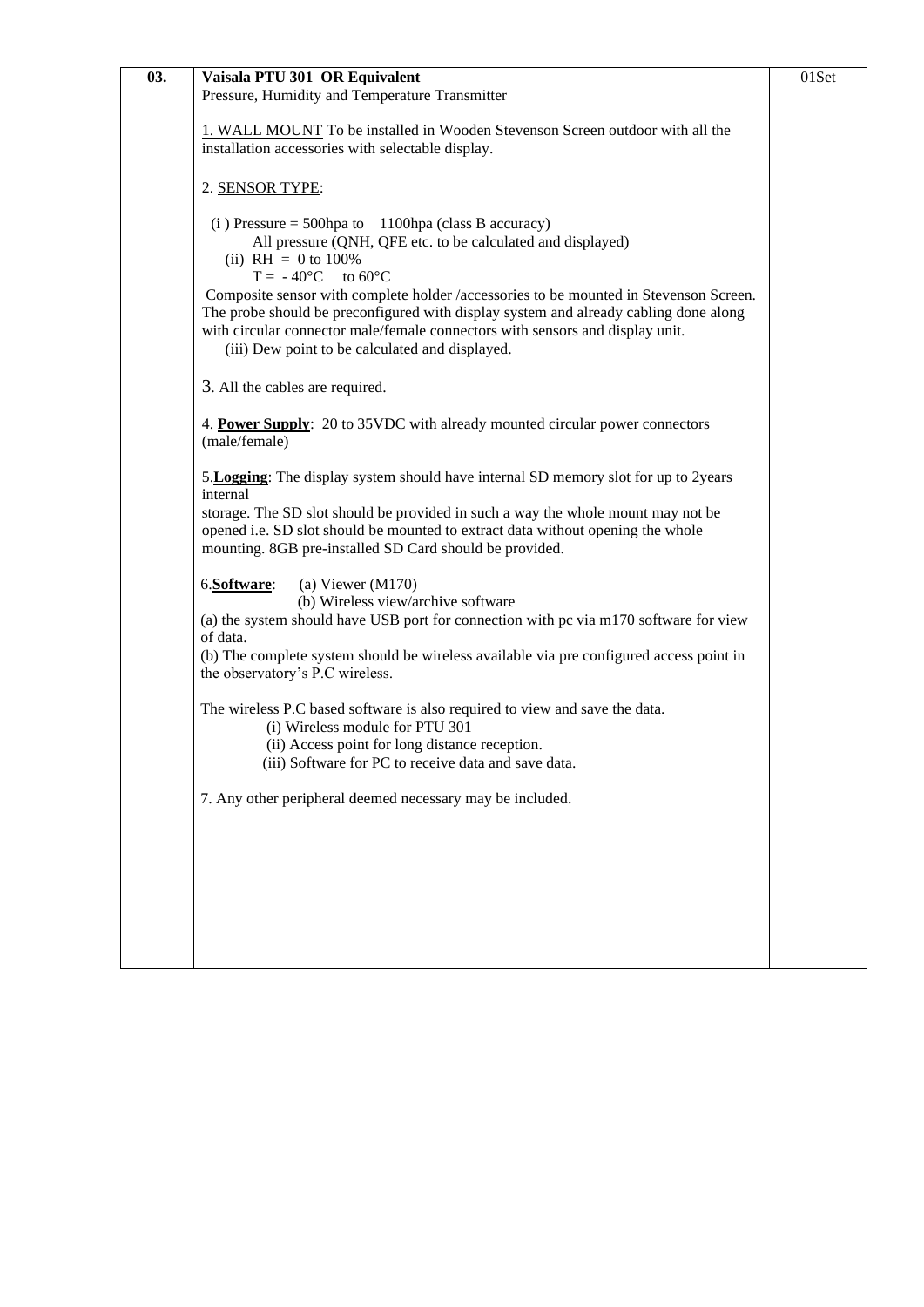| 03. | **Vaisala PTU 301 OR Equivalent**<br>Pressure, Humidity and Temperature Transmitter<br><br>1. WALL MOUNT To be installed in Wooden Stevenson Screen outdoor with all the installation accessories with selectable display.<br><br>2. SENSOR TYPE:<br><br>(i ) Pressure = 500hpa to 1100hpa (class B accuracy)<br>All pressure (QNH, QFE etc. to be calculated and displayed)<br>(ii) RH = 0 to 100%<br>T = - 40°C to 60°C<br>Composite sensor with complete holder /accessories to be mounted in Stevenson Screen. The probe should be preconfigured with display system and already cabling done along with circular connector male/female connectors with sensors and display unit.<br>(iii) Dew point to be calculated and displayed.<br><br>3. All the cables are required.<br><br>4. **Power Supply**: 20 to 35VDC with already mounted circular power connectors (male/female)<br><br>5.**Logging**: The display system should have internal SD memory slot for up to 2years internal<br>storage. The SD slot should be provided in such a way the whole mount may not be opened i.e. SD slot should be mounted to extract data without opening the whole mounting. 8GB pre-installed SD Card should be provided.<br><br>6.**Software**: (a) Viewer (M170)<br>(b) Wireless view/archive software<br>(a) the system should have USB port for connection with pc via m170 software for view of data.<br>(b) The complete system should be wireless available via pre configured access point in the observatory's P.C wireless.<br><br>The wireless P.C based software is also required to view and save the data.<br>(i) Wireless module for PTU 301<br>(ii) Access point for long distance reception.<br>(iii) Software for PC to receive data and save data.<br><br>7. Any other peripheral deemed necessary may be included. | 01Set |
|---|---|---|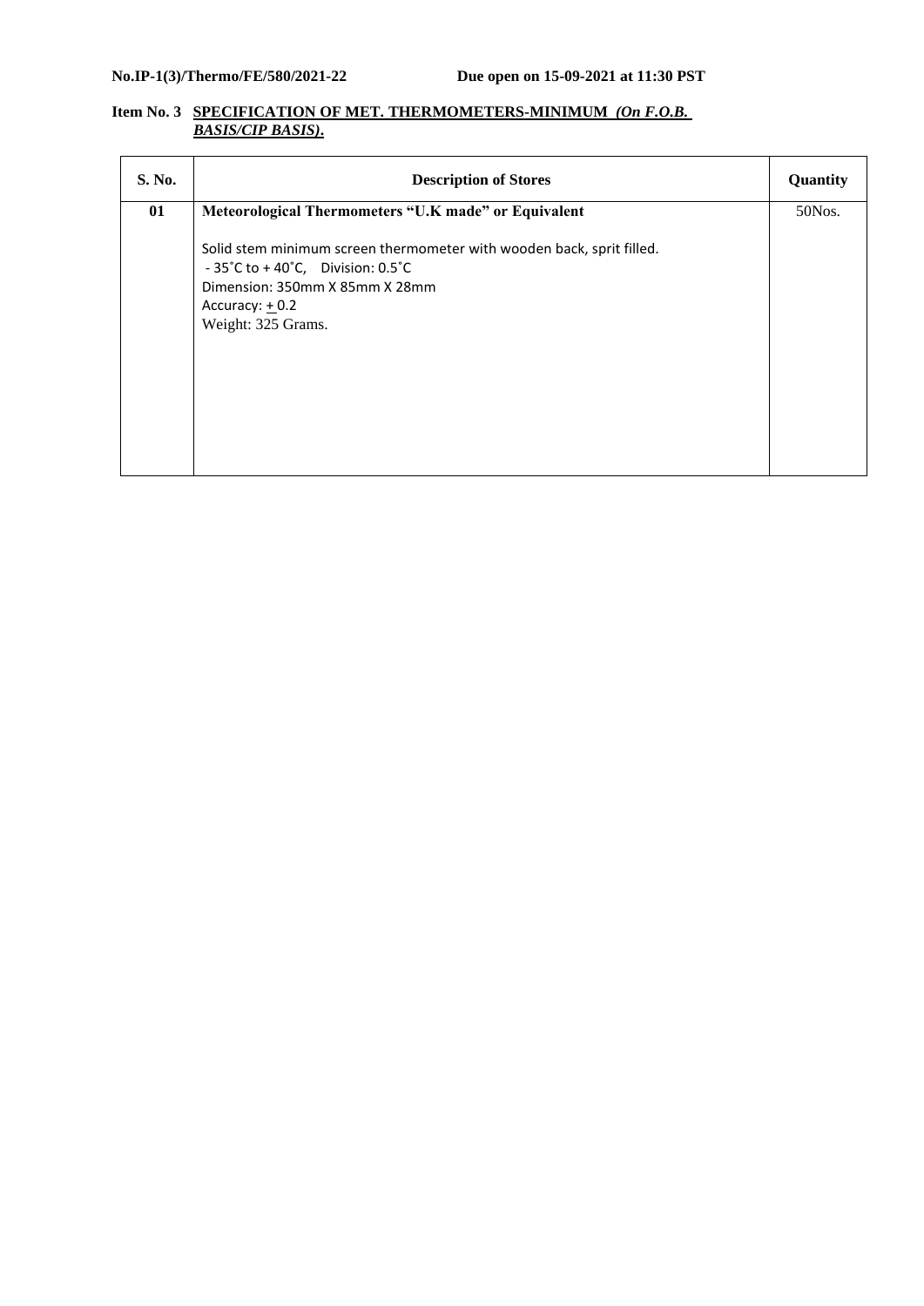**No.IP-1(3)/Thermo/FE/580/2021-22 Due open on 15-09-2021 at 11:30 PST**

**Item No. 3 SPECIFICATION OF MET. THERMOMETERS-MINIMUM *(On F.O.B. BASIS/CIP BASIS)*.**

| S. No. | Description of Stores | Quantity |
|---|---|---|
| 01 | **Meteorological Thermometers "U.K made" or Equivalent**<br><br>Solid stem minimum screen thermometer with wooden back, sprit filled.<br>- 35˚C to + 40˚C, Division: 0.5˚C<br>Dimension: 350mm X 85mm X 28mm<br>Accuracy: ± 0.2<br>Weight: 325 Grams. | 50Nos. |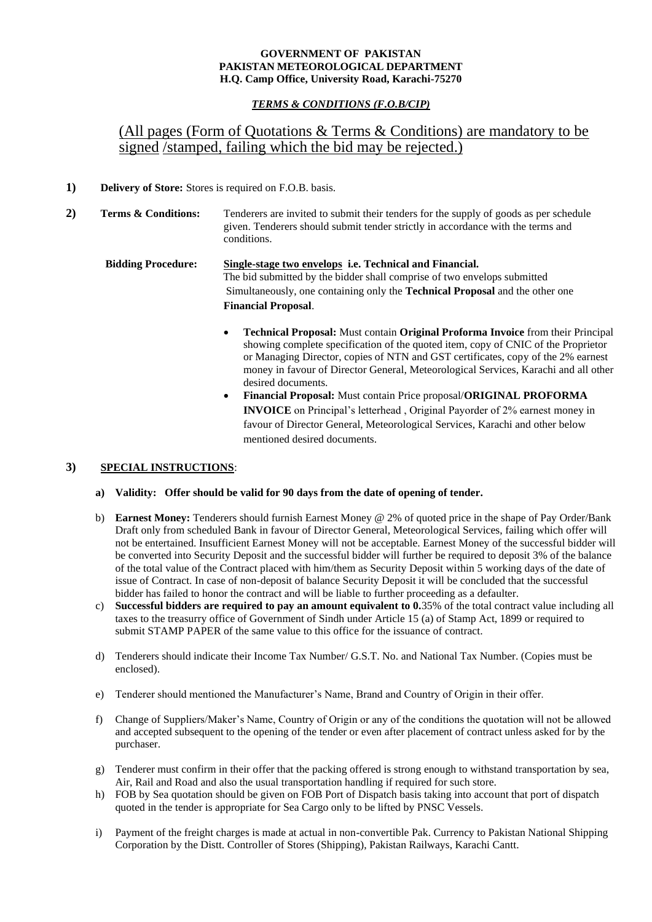**GOVERNMENT OF PAKISTAN**
**PAKISTAN METEOROLOGICAL DEPARTMENT**
**H.Q. Camp Office, University Road, Karachi-75270**

***TERMS & CONDITIONS (F.O.B/CIP)***

## (All pages (Form of Quotations & Terms & Conditions) are mandatory to be signed /stamped, failing which the bid may be rejected.)

**1) Delivery of Store:** Stores is required on F.O.B. basis.

**2) Terms & Conditions:** Tenderers are invited to submit their tenders for the supply of goods as per schedule given. Tenderers should submit tender strictly in accordance with the terms and conditions.

**Bidding Procedure:** **Single-stage two envelops i.e. Technical and Financial.**
The bid submitted by the bidder shall comprise of two envelops submitted Simultaneously, one containing only the **Technical Proposal** and the other one **Financial Proposal**.

- **Technical Proposal:** Must contain **Original Proforma Invoice** from their Principal showing complete specification of the quoted item, copy of CNIC of the Proprietor or Managing Director, copies of NTN and GST certificates, copy of the 2% earnest money in favour of Director General, Meteorological Services, Karachi and all other desired documents.
- **Financial Proposal:** Must contain Price proposal/**ORIGINAL PROFORMA INVOICE** on Principal's letterhead , Original Payorder of 2% earnest money in favour of Director General, Meteorological Services, Karachi and other below mentioned desired documents.

**3) SPECIAL INSTRUCTIONS**:

a) **Validity: Offer should be valid for 90 days from the date of opening of tender.**

b) **Earnest Money:** Tenderers should furnish Earnest Money @ 2% of quoted price in the shape of Pay Order/Bank Draft only from scheduled Bank in favour of Director General, Meteorological Services, failing which offer will not be entertained. Insufficient Earnest Money will not be acceptable. Earnest Money of the successful bidder will be converted into Security Deposit and the successful bidder will further be required to deposit 3% of the balance of the total value of the Contract placed with him/them as Security Deposit within 5 working days of the date of issue of Contract. In case of non-deposit of balance Security Deposit it will be concluded that the successful bidder has failed to honor the contract and will be liable to further proceeding as a defaulter.

c) **Successful bidders are required to pay an amount equivalent to 0.**35% of the total contract value including all taxes to the treasurry office of Government of Sindh under Article 15 (a) of Stamp Act, 1899 or required to submit STAMP PAPER of the same value to this office for the issuance of contract.

d) Tenderers should indicate their Income Tax Number/ G.S.T. No. and National Tax Number. (Copies must be enclosed).

e) Tenderer should mentioned the Manufacturer's Name, Brand and Country of Origin in their offer.

f) Change of Suppliers/Maker's Name, Country of Origin or any of the conditions the quotation will not be allowed and accepted subsequent to the opening of the tender or even after placement of contract unless asked for by the purchaser.

g) Tenderer must confirm in their offer that the packing offered is strong enough to withstand transportation by sea, Air, Rail and Road and also the usual transportation handling if required for such store.

h) FOB by Sea quotation should be given on FOB Port of Dispatch basis taking into account that port of dispatch quoted in the tender is appropriate for Sea Cargo only to be lifted by PNSC Vessels.

i) Payment of the freight charges is made at actual in non-convertible Pak. Currency to Pakistan National Shipping Corporation by the Distt. Controller of Stores (Shipping), Pakistan Railways, Karachi Cantt.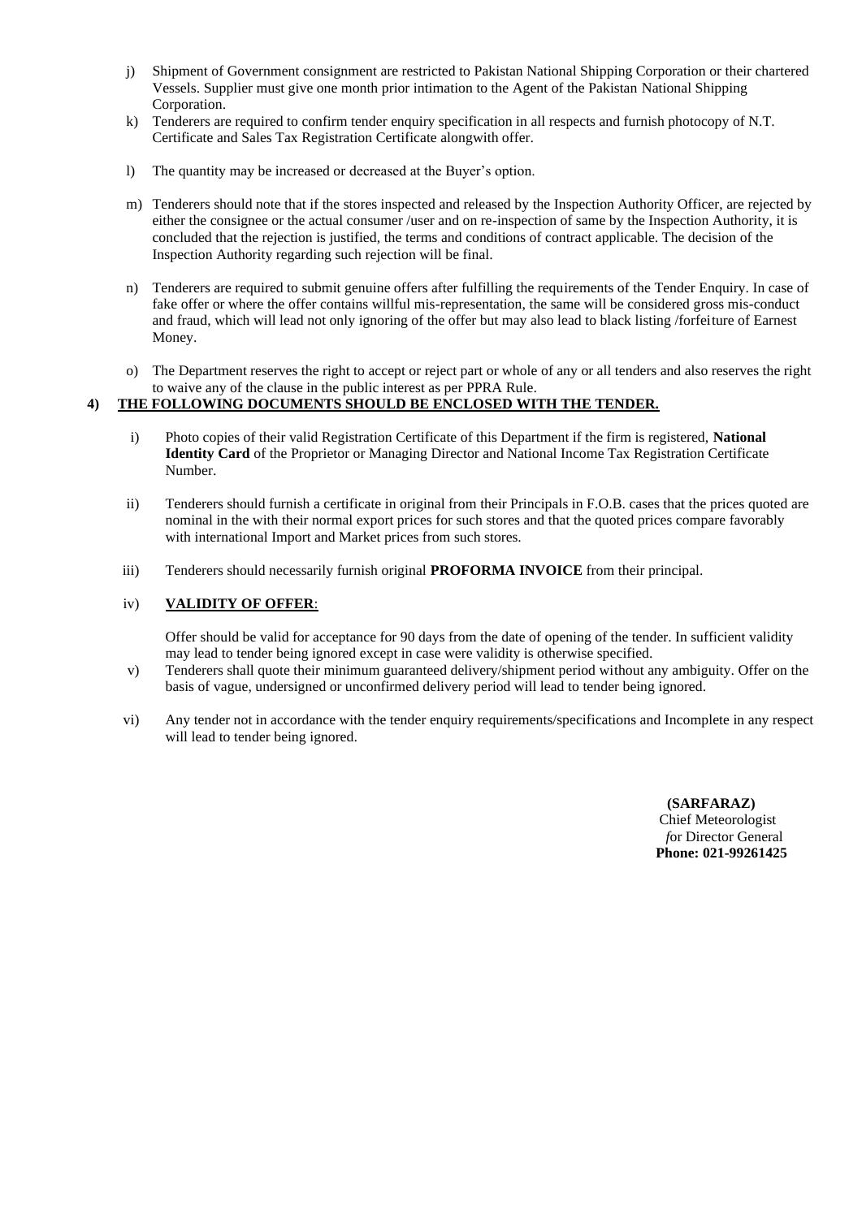j) Shipment of Government consignment are restricted to Pakistan National Shipping Corporation or their chartered Vessels. Supplier must give one month prior intimation to the Agent of the Pakistan National Shipping Corporation.

k) Tenderers are required to confirm tender enquiry specification in all respects and furnish photocopy of N.T. Certificate and Sales Tax Registration Certificate alongwith offer.

l) The quantity may be increased or decreased at the Buyer's option.

m) Tenderers should note that if the stores inspected and released by the Inspection Authority Officer, are rejected by either the consignee or the actual consumer /user and on re-inspection of same by the Inspection Authority, it is concluded that the rejection is justified, the terms and conditions of contract applicable. The decision of the Inspection Authority regarding such rejection will be final.

n) Tenderers are required to submit genuine offers after fulfilling the requirements of the Tender Enquiry. In case of fake offer or where the offer contains willful mis-representation, the same will be considered gross mis-conduct and fraud, which will lead not only ignoring of the offer but may also lead to black listing /forfeiture of Earnest Money.

o) The Department reserves the right to accept or reject part or whole of any or all tenders and also reserves the right to waive any of the clause in the public interest as per PPRA Rule.

**4) <u>THE FOLLOWING DOCUMENTS SHOULD BE ENCLOSED WITH THE TENDER.</u>**

i) Photo copies of their valid Registration Certificate of this Department if the firm is registered, **National Identity Card** of the Proprietor or Managing Director and National Income Tax Registration Certificate Number.

ii) Tenderers should furnish a certificate in original from their Principals in F.O.B. cases that the prices quoted are nominal in the with their normal export prices for such stores and that the quoted prices compare favorably with international Import and Market prices from such stores.

iii) Tenderers should necessarily furnish original **PROFORMA INVOICE** from their principal.

iv) **<u>VALIDITY OF OFFER</u>**:

Offer should be valid for acceptance for 90 days from the date of opening of the tender. In sufficient validity may lead to tender being ignored except in case were validity is otherwise specified.

v) Tenderers shall quote their minimum guaranteed delivery/shipment period without any ambiguity. Offer on the basis of vague, undersigned or unconfirmed delivery period will lead to tender being ignored.

vi) Any tender not in accordance with the tender enquiry requirements/specifications and Incomplete in any respect will lead to tender being ignored.

**(SARFARAZ)**
Chief Meteorologist
*f*or Director General
**Phone: 021-99261425**